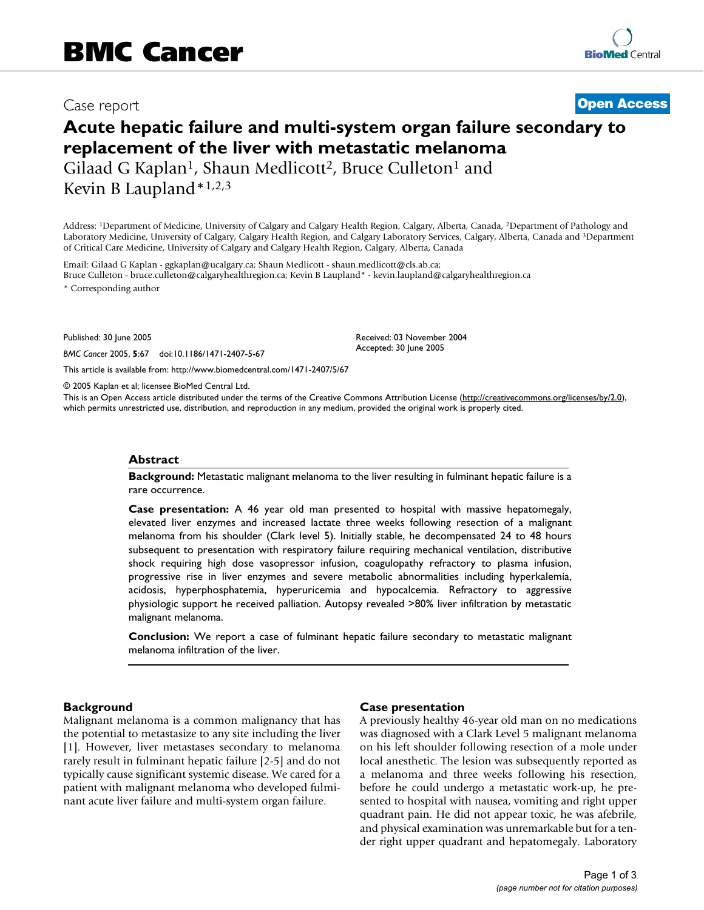# BMC Cancer

Case report

**Open Access**

# Acute hepatic failure and multi-system organ failure secondary to replacement of the liver with metastatic melanoma

Gilaad G Kaplan[1], Shaun Medlicott[2], Bruce Culleton[1] and Kevin B Laupland*[1,2,3]

Address: [1]Department of Medicine, University of Calgary and Calgary Health Region, Calgary, Alberta, Canada, [2]Department of Pathology and Laboratory Medicine, University of Calgary, Calgary Health Region, and Calgary Laboratory Services, Calgary, Alberta, Canada and [3]Department of Critical Care Medicine, University of Calgary and Calgary Health Region, Calgary, Alberta, Canada

Email: Gilaad G Kaplan - ggkaplan@ucalgary.ca; Shaun Medlicott - shaun.medlicott@cls.ab.ca; Bruce Culleton - bruce.culleton@calgaryhealthregion.ca; Kevin B Laupland* - kevin.laupland@calgaryhealthregion.ca

\* Corresponding author

Published: 30 June 2005

*BMC Cancer* 2005, **5**:67 doi:10.1186/1471-2407-5-67

Received: 03 November 2004
Accepted: 30 June 2005

This article is available from: http://www.biomedcentral.com/1471-2407/5/67

© 2005 Kaplan et al; licensee BioMed Central Ltd.

This is an Open Access article distributed under the terms of the Creative Commons Attribution License (http://creativecommons.org/licenses/by/2.0), which permits unrestricted use, distribution, and reproduction in any medium, provided the original work is properly cited.

## Abstract

**Background:** Metastatic malignant melanoma to the liver resulting in fulminant hepatic failure is a rare occurrence.

**Case presentation:** A 46 year old man presented to hospital with massive hepatomegaly, elevated liver enzymes and increased lactate three weeks following resection of a malignant melanoma from his shoulder (Clark level 5). Initially stable, he decompensated 24 to 48 hours subsequent to presentation with respiratory failure requiring mechanical ventilation, distributive shock requiring high dose vasopressor infusion, coagulopathy refractory to plasma infusion, progressive rise in liver enzymes and severe metabolic abnormalities including hyperkalemia, acidosis, hyperphosphatemia, hyperuricemia and hypocalcemia. Refractory to aggressive physiologic support he received palliation. Autopsy revealed >80% liver infiltration by metastatic malignant melanoma.

**Conclusion:** We report a case of fulminant hepatic failure secondary to metastatic malignant melanoma infiltration of the liver.

## Background

Malignant melanoma is a common malignancy that has the potential to metastasize to any site including the liver [1]. However, liver metastases secondary to melanoma rarely result in fulminant hepatic failure [2-5] and do not typically cause significant systemic disease. We cared for a patient with malignant melanoma who developed fulminant acute liver failure and multi-system organ failure.

## Case presentation

A previously healthy 46-year old man on no medications was diagnosed with a Clark Level 5 malignant melanoma on his left shoulder following resection of a mole under local anesthetic. The lesion was subsequently reported as a melanoma and three weeks following his resection, before he could undergo a metastatic work-up, he presented to hospital with nausea, vomiting and right upper quadrant pain. He did not appear toxic, he was afebrile, and physical examination was unremarkable but for a tender right upper quadrant and hepatomegaly. Laboratory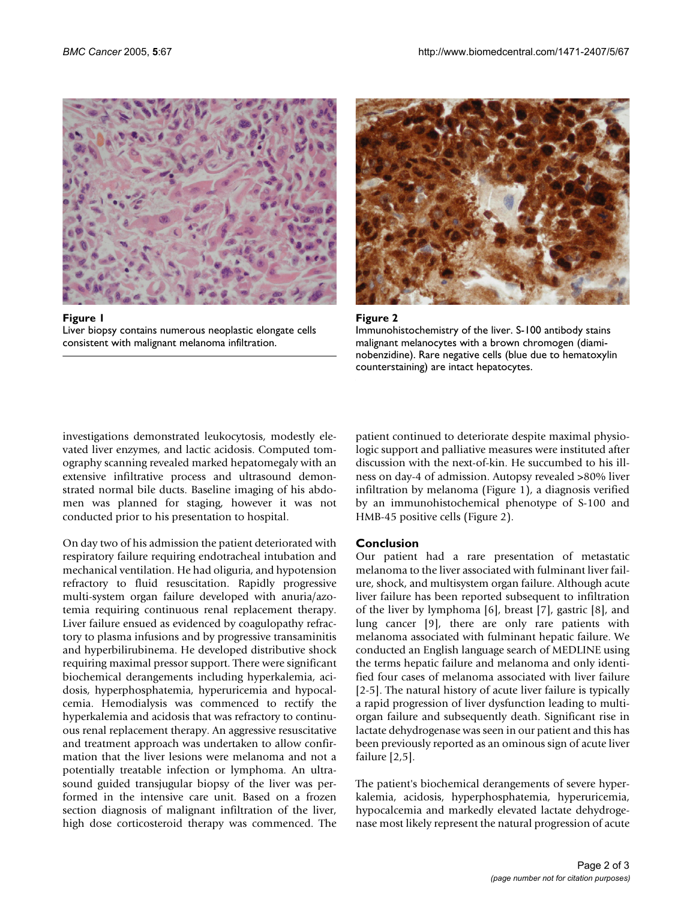Figure 1
Liver biopsy contains numerous neoplastic elongate cells consistent with malignant melanoma infiltration.

Figure 2
Immunohistochemistry of the liver. S-100 antibody stains malignant melanocytes with a brown chromogen (diaminobenzidine). Rare negative cells (blue due to hematoxylin counterstaining) are intact hepatocytes.

investigations demonstrated leukocytosis, modestly elevated liver enzymes, and lactic acidosis. Computed tomography scanning revealed marked hepatomegaly with an extensive infiltrative process and ultrasound demonstrated normal bile ducts. Baseline imaging of his abdomen was planned for staging, however it was not conducted prior to his presentation to hospital.

On day two of his admission the patient deteriorated with respiratory failure requiring endotracheal intubation and mechanical ventilation. He had oliguria, and hypotension refractory to fluid resuscitation. Rapidly progressive multi-system organ failure developed with anuria/azotemia requiring continuous renal replacement therapy. Liver failure ensued as evidenced by coagulopathy refractory to plasma infusions and by progressive transaminitis and hyperbilirubinema. He developed distributive shock requiring maximal pressor support. There were significant biochemical derangements including hyperkalemia, acidosis, hyperphosphatemia, hyperuricemia and hypocalcemia. Hemodialysis was commenced to rectify the hyperkalemia and acidosis that was refractory to continuous renal replacement therapy. An aggressive resuscitative and treatment approach was undertaken to allow confirmation that the liver lesions were melanoma and not a potentially treatable infection or lymphoma. An ultrasound guided transjugular biopsy of the liver was performed in the intensive care unit. Based on a frozen section diagnosis of malignant infiltration of the liver, high dose corticosteroid therapy was commenced. The patient continued to deteriorate despite maximal physiologic support and palliative measures were instituted after discussion with the next-of-kin. He succumbed to his illness on day-4 of admission. Autopsy revealed >80% liver infiltration by melanoma (Figure 1), a diagnosis verified by an immunohistochemical phenotype of S-100 and HMB-45 positive cells (Figure 2).

## Conclusion

Our patient had a rare presentation of metastatic melanoma to the liver associated with fulminant liver failure, shock, and multisystem organ failure. Although acute liver failure has been reported subsequent to infiltration of the liver by lymphoma [6], breast [7], gastric [8], and lung cancer [9], there are only rare patients with melanoma associated with fulminant hepatic failure. We conducted an English language search of MEDLINE using the terms hepatic failure and melanoma and only identified four cases of melanoma associated with liver failure [2-5]. The natural history of acute liver failure is typically a rapid progression of liver dysfunction leading to multiorgan failure and subsequently death. Significant rise in lactate dehydrogenase was seen in our patient and this has been previously reported as an ominous sign of acute liver failure [2,5].

The patient's biochemical derangements of severe hyperkalemia, acidosis, hyperphosphatemia, hyperuricemia, hypocalcemia and markedly elevated lactate dehydrogenase most likely represent the natural progression of acute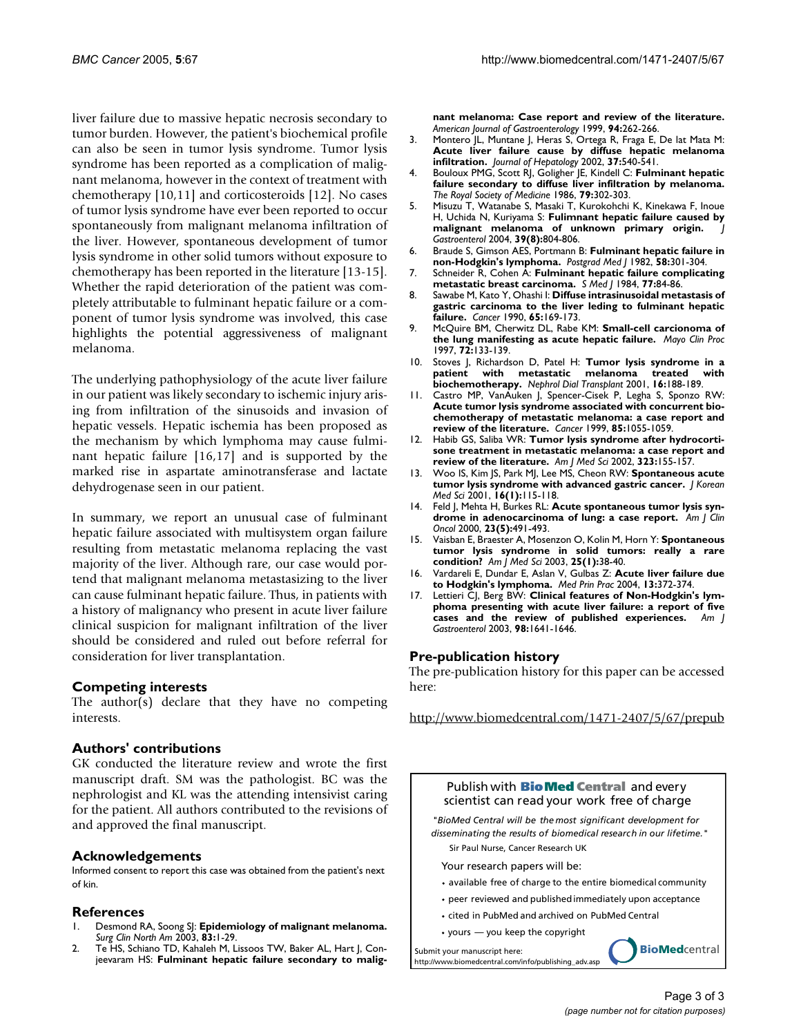liver failure due to massive hepatic necrosis secondary to tumor burden. However, the patient's biochemical profile can also be seen in tumor lysis syndrome. Tumor lysis syndrome has been reported as a complication of malignant melanoma, however in the context of treatment with chemotherapy [10,11] and corticosteroids [12]. No cases of tumor lysis syndrome have ever been reported to occur spontaneously from malignant melanoma infiltration of the liver. However, spontaneous development of tumor lysis syndrome in other solid tumors without exposure to chemotherapy has been reported in the literature [13-15]. Whether the rapid deterioration of the patient was completely attributable to fulminant hepatic failure or a component of tumor lysis syndrome was involved, this case highlights the potential aggressiveness of malignant melanoma.

The underlying pathophysiology of the acute liver failure in our patient was likely secondary to ischemic injury arising from infiltration of the sinusoids and invasion of hepatic vessels. Hepatic ischemia has been proposed as the mechanism by which lymphoma may cause fulminant hepatic failure [16,17] and is supported by the marked rise in aspartate aminotransferase and lactate dehydrogenase seen in our patient.

In summary, we report an unusual case of fulminant hepatic failure associated with multisystem organ failure resulting from metastatic melanoma replacing the vast majority of the liver. Although rare, our case would portend that malignant melanoma metastasizing to the liver can cause fulminant hepatic failure. Thus, in patients with a history of malignancy who present in acute liver failure clinical suspicion for malignant infiltration of the liver should be considered and ruled out before referral for consideration for liver transplantation.

## Competing interests

The author(s) declare that they have no competing interests.

## Authors' contributions

GK conducted the literature review and wrote the first manuscript draft. SM was the pathologist. BC was the nephrologist and KL was the attending intensivist caring for the patient. All authors contributed to the revisions of and approved the final manuscript.

## Acknowledgements

Informed consent to report this case was obtained from the patient's next of kin.

## References

1. Desmond RA, Soong SJ: **Epidemiology of malignant melanoma.** *Surg Clin North Am* 2003, **83:**1-29.
2. Te HS, Schiano TD, Kahaleh M, Lissoos TW, Baker AL, Hart J, Conjeevaram HS: **Fulminant hepatic failure secondary to malignant melanoma: Case report and review of the literature.** *American Journal of Gastroenterology* 1999, **94:**262-266.
3. Montero JL, Muntane J, Heras S, Ortega R, Fraga E, De lat Mata M: **Acute liver failure cause by diffuse hepatic melanoma infiltration.** *Journal of Hepatology* 2002, **37:**540-541.
4. Bouloux PMG, Scott RJ, Goligher JE, Kindell C: **Fulminant hepatic failure secondary to diffuse liver infiltration by melanoma.** *The Royal Society of Medicine* 1986, **79:**302-303.
5. Misuzu T, Watanabe S, Masaki T, Kurokohchi K, Kinekawa F, Inoue H, Uchida N, Kuriyama S: **Fulimnant hepatic failure caused by malignant melanoma of unknown primary origin.** *J Gastroenterol* 2004, **39(8):**804-806.
6. Braude S, Gimson AES, Portmann B: **Fulminant hepatic failure in non-Hodgkin's lymphoma.** *Postgrad Med J* 1982, **58:**301-304.
7. Schneider R, Cohen A: **Fulminant hepatic failure complicating metastatic breast carcinoma.** *S Med J* 1984, **77:**84-86.
8. Sawabe M, Kato Y, Ohashi I: **Diffuse intrasinusoidal metastasis of gastric carcinoma to the liver leding to fulminant hepatic failure.** *Cancer* 1990, **65:**169-173.
9. McQuire BM, Cherwitz DL, Rabe KM: **Small-cell carcionoma of the lung manifesting as acute hepatic failure.** *Mayo Clin Proc* 1997, **72:**133-139.
10. Stoves J, Richardson D, Patel H: **Tumor lysis syndrome in a patient with metastatic melanoma treated with biochemotherapy.** *Nephrol Dial Transplant* 2001, **16:**188-189.
11. Castro MP, VanAuken J, Spencer-Cisek P, Legha S, Sponzo RW: **Acute tumor lysis syndrome associated with concurrent biochemotherapy of metastatic melanoma: a case report and review of the literature.** *Cancer* 1999, **85:**1055-1059.
12. Habib GS, Saliba WR: **Tumor lysis syndrome after hydrocortisone treatment in metastatic melanoma: a case report and review of the literature.** *Am J Med Sci* 2002, **323:**155-157.
13. Woo IS, Kim JS, Park MJ, Lee MS, Cheon RW: **Spontaneous acute tumor lysis syndrome with advanced gastric cancer.** *J Korean Med Sci* 2001, **16(1):**115-118.
14. Feld J, Mehta H, Burkes RL: **Acute spontaneous tumor lysis syndrome in adenocarcinoma of lung: a case report.** *Am J Clin Oncol* 2000, **23(5):**491-493.
15. Vaisban E, Braester A, Mosenzon O, Kolin M, Horn Y: **Spontaneous tumor lysis syndrome in solid tumors: really a rare condition?** *Am J Med Sci* 2003, **25(1):**38-40.
16. Vardareli E, Dundar E, Aslan V, Gulbas Z: **Acute liver failure due to Hodgkin's lymphoma.** *Med Prin Prac* 2004, **13:**372-374.
17. Lettieri CJ, Berg BW: **Clinical features of Non-Hodgkin's lymphoma presenting with acute liver failure: a report of five cases and the review of published experiences.** *Am J Gastroenterol* 2003, **98:**1641-1646.

## Pre-publication history

The pre-publication history for this paper can be accessed here:

http://www.biomedcentral.com/1471-2407/5/67/prepub

Publish with **BioMed Central** and every scientist can read your work free of charge

*"BioMed Central will be the most significant development for disseminating the results of biomedical research in our lifetime."*

Sir Paul Nurse, Cancer Research UK

Your research papers will be:

- available free of charge to the entire biomedical community
- peer reviewed and published immediately upon acceptance
- cited in PubMed and archived on PubMed Central
- yours — you keep the copyright

Submit your manuscript here:
http://www.biomedcentral.com/info/publishing_adv.asp

BioMedcentral